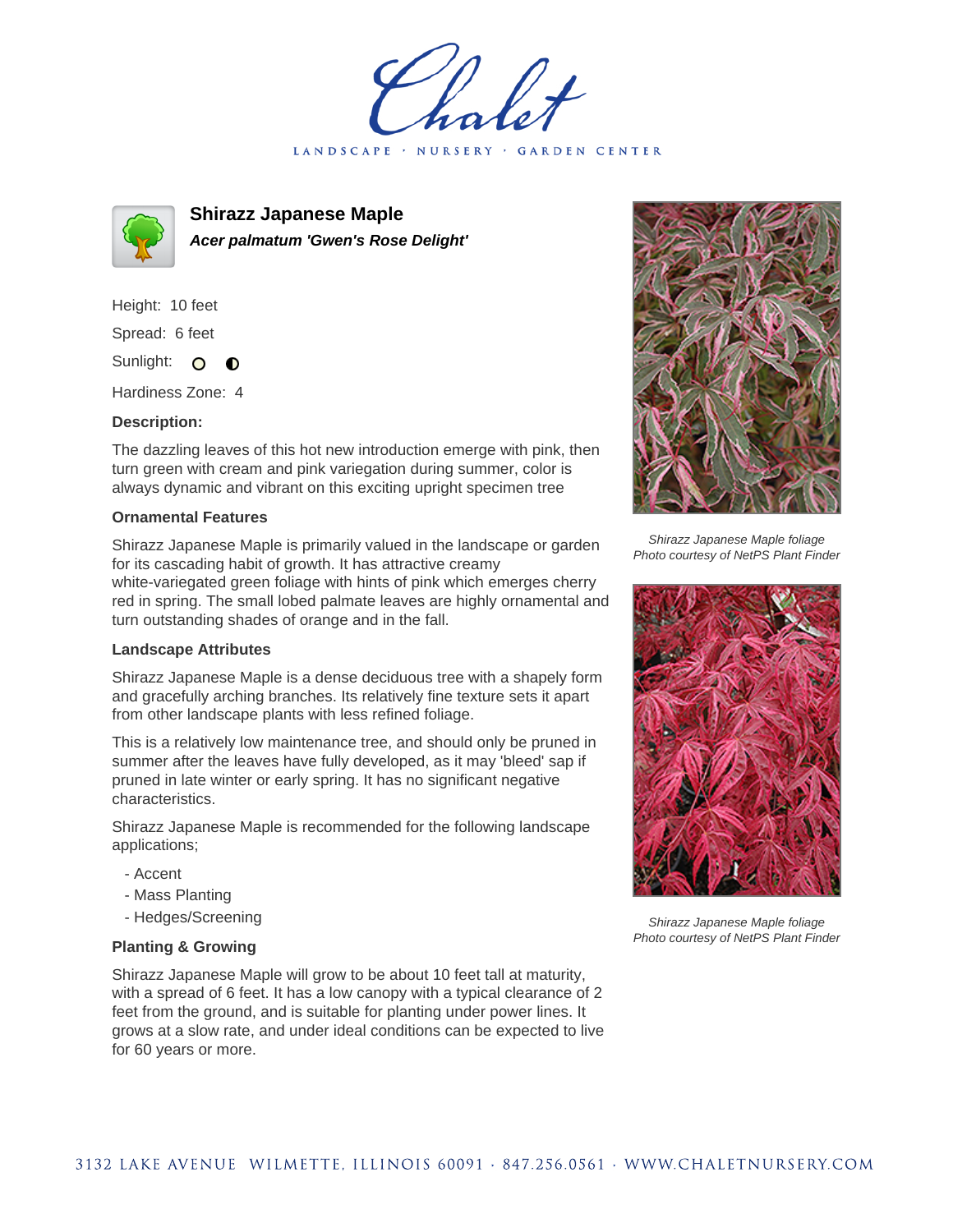# Shirazz Japanese Maple

***Acer palmatum 'Gwen's Rose Delight'***

Height: 10 feet

Spread: 6 feet

Sunlight: ○ ◐

Hardiness Zone: 4

**Description:**

The dazzling leaves of this hot new introduction emerge with pink, then turn green with cream and pink variegation during summer, color is always dynamic and vibrant on this exciting upright specimen tree

### Ornamental Features

Shirazz Japanese Maple is primarily valued in the landscape or garden for its cascading habit of growth. It has attractive creamy white-variegated green foliage with hints of pink which emerges cherry red in spring. The small lobed palmate leaves are highly ornamental and turn outstanding shades of orange and in the fall.

### Landscape Attributes

Shirazz Japanese Maple is a dense deciduous tree with a shapely form and gracefully arching branches. Its relatively fine texture sets it apart from other landscape plants with less refined foliage.

This is a relatively low maintenance tree, and should only be pruned in summer after the leaves have fully developed, as it may 'bleed' sap if pruned in late winter or early spring. It has no significant negative characteristics.

Shirazz Japanese Maple is recommended for the following landscape applications;

- Accent
- Mass Planting
- Hedges/Screening

### Planting & Growing

Shirazz Japanese Maple will grow to be about 10 feet tall at maturity, with a spread of 6 feet. It has a low canopy with a typical clearance of 2 feet from the ground, and is suitable for planting under power lines. It grows at a slow rate, and under ideal conditions can be expected to live for 60 years or more.

*Shirazz Japanese Maple foliage*
*Photo courtesy of NetPS Plant Finder*

*Shirazz Japanese Maple foliage*
*Photo courtesy of NetPS Plant Finder*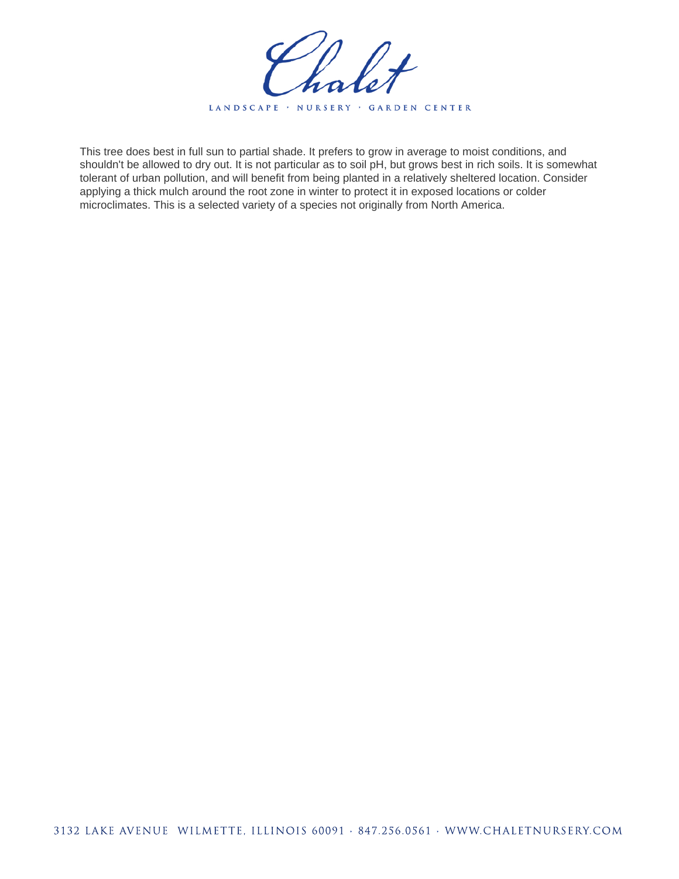This tree does best in full sun to partial shade. It prefers to grow in average to moist conditions, and shouldn't be allowed to dry out. It is not particular as to soil pH, but grows best in rich soils. It is somewhat tolerant of urban pollution, and will benefit from being planted in a relatively sheltered location. Consider applying a thick mulch around the root zone in winter to protect it in exposed locations or colder microclimates. This is a selected variety of a species not originally from North America.